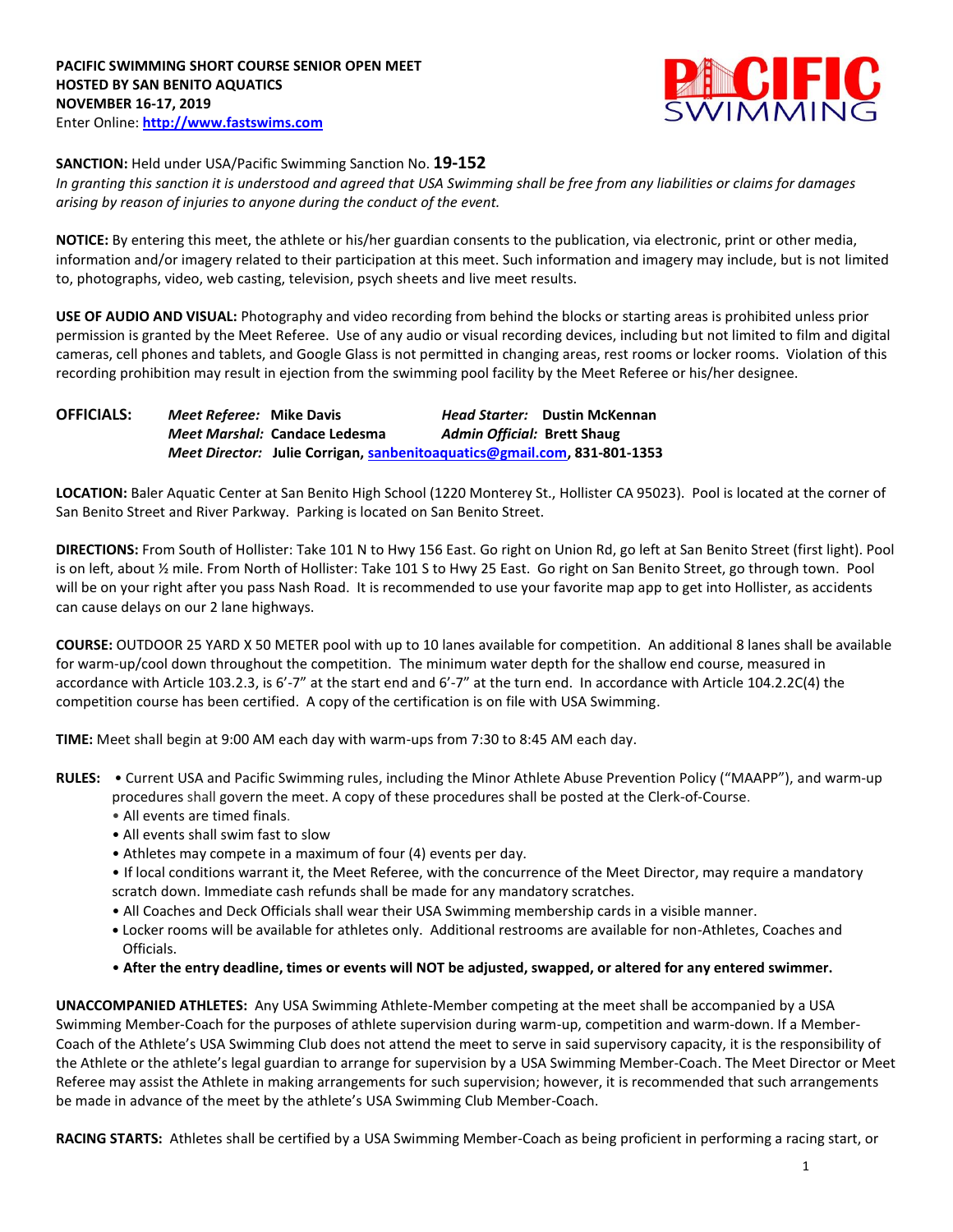**PACIFIC SWIMMING SHORT COURSE SENIOR OPEN MEET**
**HOSTED BY SAN BENITO AQUATICS**
**NOVEMBER 16-17, 2019**
Enter Online: **http://www.fastswims.com**

**SANCTION:** Held under USA/Pacific Swimming Sanction No. **19-152**
*In granting this sanction it is understood and agreed that USA Swimming shall be free from any liabilities or claims for damages arising by reason of injuries to anyone during the conduct of the event.*

**NOTICE:** By entering this meet, the athlete or his/her guardian consents to the publication, via electronic, print or other media, information and/or imagery related to their participation at this meet. Such information and imagery may include, but is not limited to, photographs, video, web casting, television, psych sheets and live meet results.

**USE OF AUDIO AND VISUAL:** Photography and video recording from behind the blocks or starting areas is prohibited unless prior permission is granted by the Meet Referee. Use of any audio or visual recording devices, including but not limited to film and digital cameras, cell phones and tablets, and Google Glass is not permitted in changing areas, rest rooms or locker rooms. Violation of this recording prohibition may result in ejection from the swimming pool facility by the Meet Referee or his/her designee.

**OFFICIALS:** *Meet Referee:* **Mike Davis** *Head Starter:* **Dustin McKennan**
*Meet Marshal:* **Candace Ledesma** *Admin Official:* **Brett Shaug**
*Meet Director:* **Julie Corrigan, sanbenitoaquatics@gmail.com, 831-801-1353**

**LOCATION:** Baler Aquatic Center at San Benito High School (1220 Monterey St., Hollister CA 95023). Pool is located at the corner of San Benito Street and River Parkway. Parking is located on San Benito Street.

**DIRECTIONS:** From South of Hollister: Take 101 N to Hwy 156 East. Go right on Union Rd, go left at San Benito Street (first light). Pool is on left, about ½ mile. From North of Hollister: Take 101 S to Hwy 25 East. Go right on San Benito Street, go through town. Pool will be on your right after you pass Nash Road. It is recommended to use your favorite map app to get into Hollister, as accidents can cause delays on our 2 lane highways.

**COURSE:** OUTDOOR 25 YARD X 50 METER pool with up to 10 lanes available for competition. An additional 8 lanes shall be available for warm-up/cool down throughout the competition. The minimum water depth for the shallow end course, measured in accordance with Article 103.2.3, is 6'-7" at the start end and 6'-7" at the turn end. In accordance with Article 104.2.2C(4) the competition course has been certified. A copy of the certification is on file with USA Swimming.

**TIME:** Meet shall begin at 9:00 AM each day with warm-ups from 7:30 to 8:45 AM each day.

**RULES:**
- Current USA and Pacific Swimming rules, including the Minor Athlete Abuse Prevention Policy ("MAAPP"), and warm-up procedures shall govern the meet. A copy of these procedures shall be posted at the Clerk-of-Course.
- All events are timed finals.
- All events shall swim fast to slow
- Athletes may compete in a maximum of four (4) events per day.
- If local conditions warrant it, the Meet Referee, with the concurrence of the Meet Director, may require a mandatory scratch down. Immediate cash refunds shall be made for any mandatory scratches.
- All Coaches and Deck Officials shall wear their USA Swimming membership cards in a visible manner.
- Locker rooms will be available for athletes only. Additional restrooms are available for non-Athletes, Coaches and Officials.
- **After the entry deadline, times or events will NOT be adjusted, swapped, or altered for any entered swimmer.**

**UNACCOMPANIED ATHLETES:** Any USA Swimming Athlete-Member competing at the meet shall be accompanied by a USA Swimming Member-Coach for the purposes of athlete supervision during warm-up, competition and warm-down. If a Member-Coach of the Athlete's USA Swimming Club does not attend the meet to serve in said supervisory capacity, it is the responsibility of the Athlete or the athlete's legal guardian to arrange for supervision by a USA Swimming Member-Coach. The Meet Director or Meet Referee may assist the Athlete in making arrangements for such supervision; however, it is recommended that such arrangements be made in advance of the meet by the athlete's USA Swimming Club Member-Coach.

**RACING STARTS:** Athletes shall be certified by a USA Swimming Member-Coach as being proficient in performing a racing start, or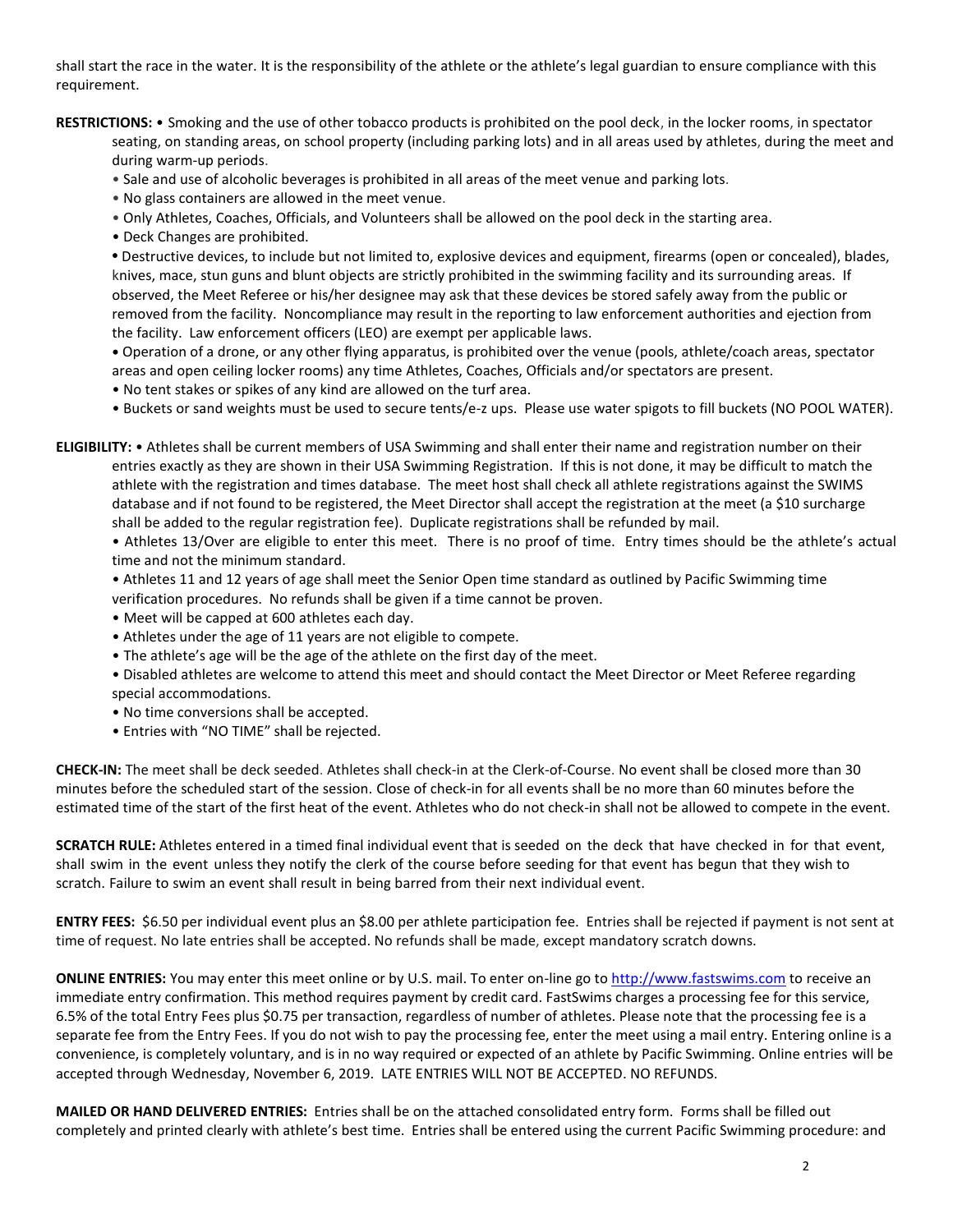shall start the race in the water. It is the responsibility of the athlete or the athlete's legal guardian to ensure compliance with this requirement.

**RESTRICTIONS:** • Smoking and the use of other tobacco products is prohibited on the pool deck, in the locker rooms, in spectator seating, on standing areas, on school property (including parking lots) and in all areas used by athletes, during the meet and during warm-up periods.

- Sale and use of alcoholic beverages is prohibited in all areas of the meet venue and parking lots.
- No glass containers are allowed in the meet venue.
- Only Athletes, Coaches, Officials, and Volunteers shall be allowed on the pool deck in the starting area.
- Deck Changes are prohibited.
- Destructive devices, to include but not limited to, explosive devices and equipment, firearms (open or concealed), blades, knives, mace, stun guns and blunt objects are strictly prohibited in the swimming facility and its surrounding areas. If observed, the Meet Referee or his/her designee may ask that these devices be stored safely away from the public or removed from the facility. Noncompliance may result in the reporting to law enforcement authorities and ejection from the facility. Law enforcement officers (LEO) are exempt per applicable laws.
- Operation of a drone, or any other flying apparatus, is prohibited over the venue (pools, athlete/coach areas, spectator areas and open ceiling locker rooms) any time Athletes, Coaches, Officials and/or spectators are present.
- No tent stakes or spikes of any kind are allowed on the turf area.
- Buckets or sand weights must be used to secure tents/e-z ups. Please use water spigots to fill buckets (NO POOL WATER).

**ELIGIBILITY:** • Athletes shall be current members of USA Swimming and shall enter their name and registration number on their entries exactly as they are shown in their USA Swimming Registration. If this is not done, it may be difficult to match the athlete with the registration and times database. The meet host shall check all athlete registrations against the SWIMS database and if not found to be registered, the Meet Director shall accept the registration at the meet (a $10 surcharge shall be added to the regular registration fee). Duplicate registrations shall be refunded by mail.

- Athletes 13/Over are eligible to enter this meet. There is no proof of time. Entry times should be the athlete's actual time and not the minimum standard.
- Athletes 11 and 12 years of age shall meet the Senior Open time standard as outlined by Pacific Swimming time verification procedures. No refunds shall be given if a time cannot be proven.
- Meet will be capped at 600 athletes each day.
- Athletes under the age of 11 years are not eligible to compete.
- The athlete's age will be the age of the athlete on the first day of the meet.
- Disabled athletes are welcome to attend this meet and should contact the Meet Director or Meet Referee regarding special accommodations.
- No time conversions shall be accepted.
- Entries with "NO TIME" shall be rejected.

**CHECK-IN:** The meet shall be deck seeded. Athletes shall check-in at the Clerk-of-Course. No event shall be closed more than 30 minutes before the scheduled start of the session. Close of check-in for all events shall be no more than 60 minutes before the estimated time of the start of the first heat of the event. Athletes who do not check-in shall not be allowed to compete in the event.

**SCRATCH RULE:** Athletes entered in a timed final individual event that is seeded on the deck that have checked in for that event, shall swim in the event unless they notify the clerk of the course before seeding for that event has begun that they wish to scratch. Failure to swim an event shall result in being barred from their next individual event.

**ENTRY FEES:** $6.50 per individual event plus an $8.00 per athlete participation fee. Entries shall be rejected if payment is not sent at time of request. No late entries shall be accepted. No refunds shall be made, except mandatory scratch downs.

**ONLINE ENTRIES:** You may enter this meet online or by U.S. mail. To enter on-line go to http://www.fastswims.com to receive an immediate entry confirmation. This method requires payment by credit card. FastSwims charges a processing fee for this service, 6.5% of the total Entry Fees plus $0.75 per transaction, regardless of number of athletes. Please note that the processing fee is a separate fee from the Entry Fees. If you do not wish to pay the processing fee, enter the meet using a mail entry. Entering online is a convenience, is completely voluntary, and is in no way required or expected of an athlete by Pacific Swimming. Online entries will be accepted through Wednesday, November 6, 2019. LATE ENTRIES WILL NOT BE ACCEPTED. NO REFUNDS.

**MAILED OR HAND DELIVERED ENTRIES:** Entries shall be on the attached consolidated entry form. Forms shall be filled out completely and printed clearly with athlete's best time. Entries shall be entered using the current Pacific Swimming procedure: and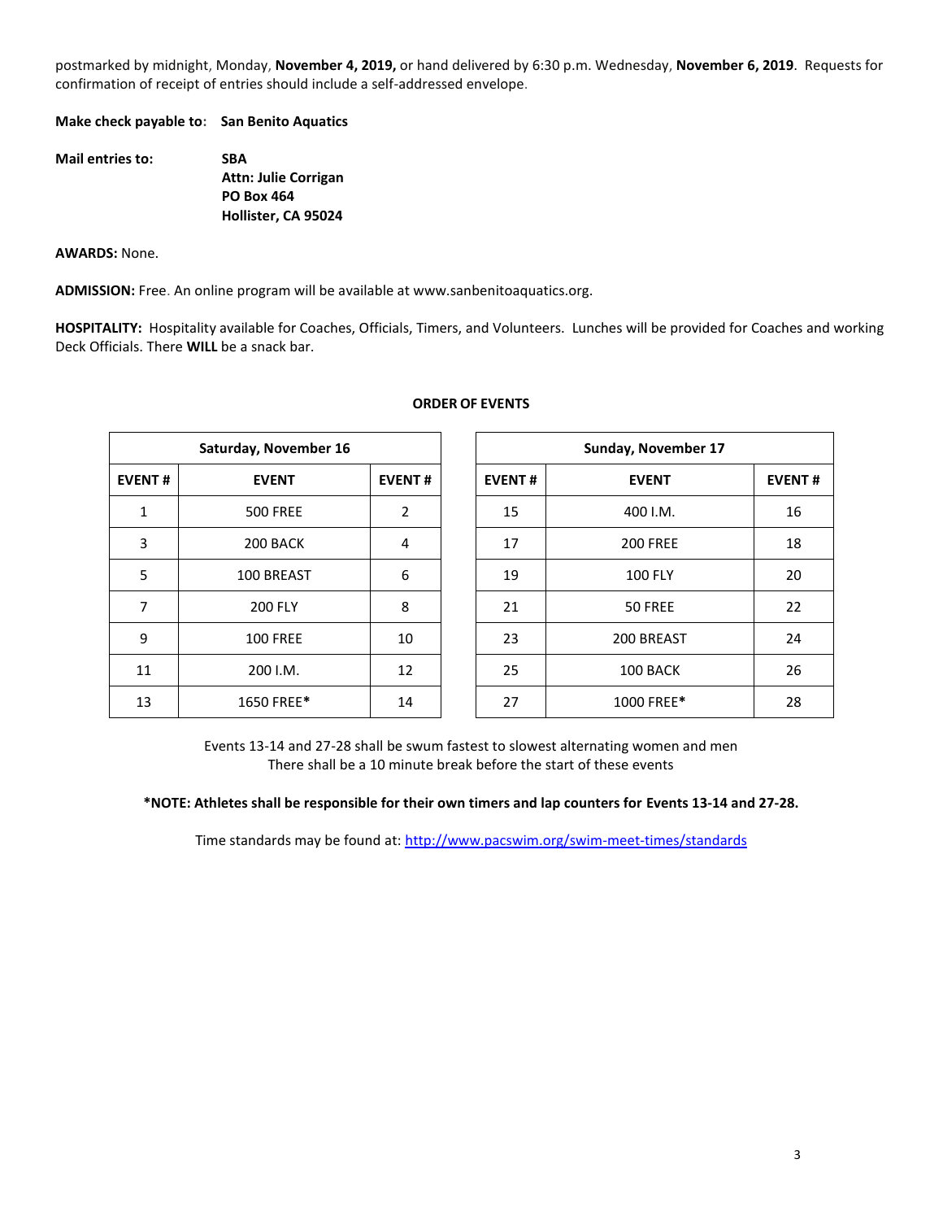postmarked by midnight, Monday, **November 4, 2019,** or hand delivered by 6:30 p.m. Wednesday, **November 6, 2019**. Requests for confirmation of receipt of entries should include a self-addressed envelope.

**Make check payable to:** **San Benito Aquatics**

**Mail entries to:**

**SBA**
**Attn: Julie Corrigan**
**PO Box 464**
**Hollister, CA 95024**

**AWARDS:** None.

**ADMISSION:** Free. An online program will be available at www.sanbenitoaquatics.org.

**HOSPITALITY:** Hospitality available for Coaches, Officials, Timers, and Volunteers. Lunches will be provided for Coaches and working Deck Officials. There **WILL** be a snack bar.

**ORDER OF EVENTS**

| Saturday, November 16 | | |
|---|---|---|
| **EVENT #** | **EVENT** | **EVENT #** |
| 1 | 500 FREE | 2 |
| 3 | 200 BACK | 4 |
| 5 | 100 BREAST | 6 |
| 7 | 200 FLY | 8 |
| 9 | 100 FREE | 10 |
| 11 | 200 I.M. | 12 |
| 13 | 1650 FREE* | 14 |

| Sunday, November 17 | | |
|---|---|---|
| **EVENT #** | **EVENT** | **EVENT #** |
| 15 | 400 I.M. | 16 |
| 17 | 200 FREE | 18 |
| 19 | 100 FLY | 20 |
| 21 | 50 FREE | 22 |
| 23 | 200 BREAST | 24 |
| 25 | 100 BACK | 26 |
| 27 | 1000 FREE* | 28 |

Events 13-14 and 27-28 shall be swum fastest to slowest alternating women and men
There shall be a 10 minute break before the start of these events

***NOTE: Athletes shall be responsible for their own timers and lap counters for Events 13-14 and 27-28.**

Time standards may be found at: http://www.pacswim.org/swim-meet-times/standards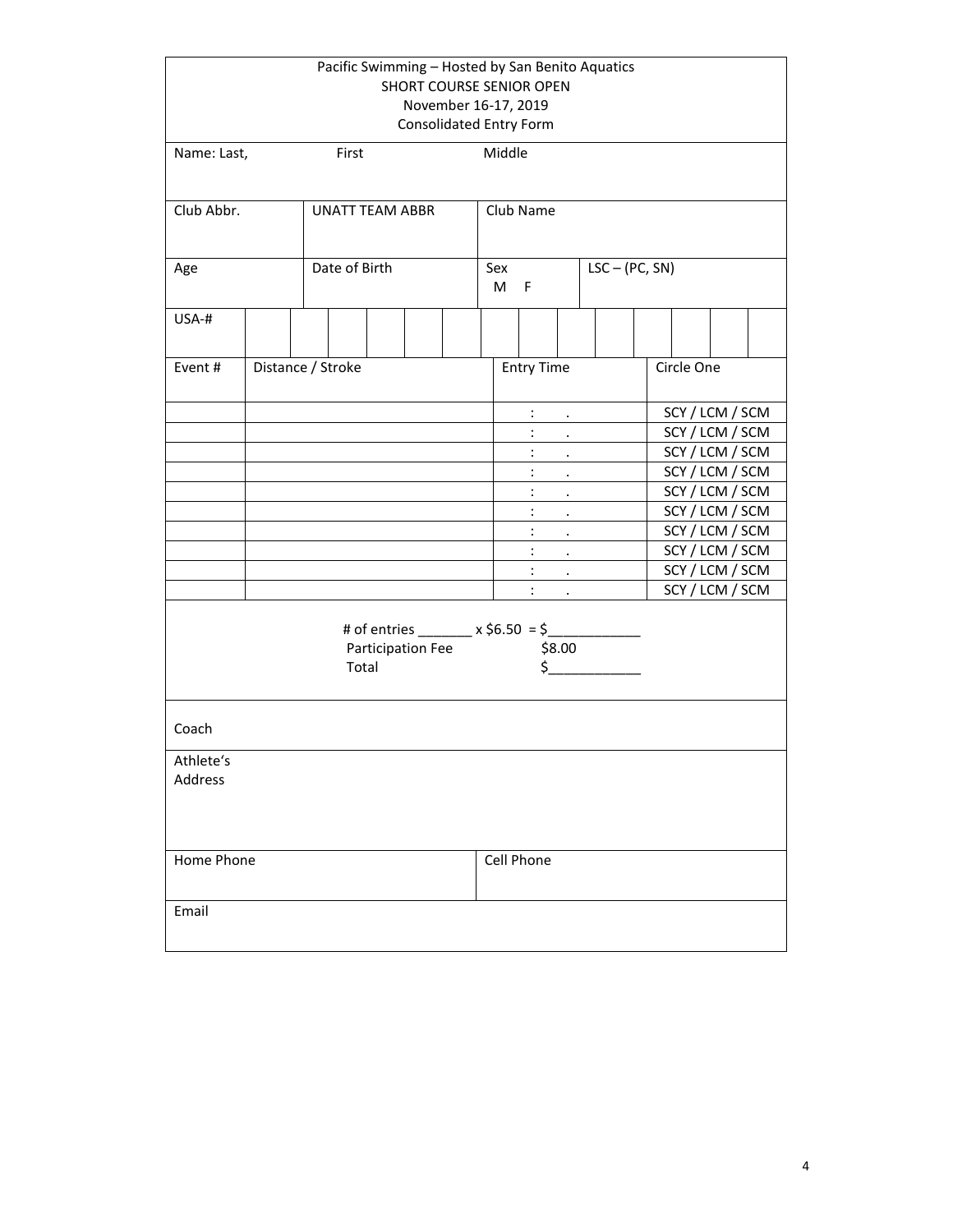Pacific Swimming – Hosted by San Benito Aquatics
SHORT COURSE SENIOR OPEN
November 16-17, 2019
Consolidated Entry Form

| | | |
|---|---|---|
| Name: Last, | First | Middle |

| | | |
|---|---|---|
| Club Abbr. | UNATT TEAM ABBR | Club Name |

| | | | |
|---|---|---|---|
| Age | Date of Birth | Sex M F | LSC – (PC, SN) |

| | | | | | | | | | | | | | | |
|---|---|---|---|---|---|---|---|---|---|---|---|---|---|---|
| USA-# | | | | | | | | | | | | | | |

| Event # | Distance / Stroke | Entry Time | Circle One |
|---|---|---|---|
| | | : . | SCY / LCM / SCM |
| | | : . | SCY / LCM / SCM |
| | | : . | SCY / LCM / SCM |
| | | : . | SCY / LCM / SCM |
| | | : . | SCY / LCM / SCM |
| | | : . | SCY / LCM / SCM |
| | | : . | SCY / LCM / SCM |
| | | : . | SCY / LCM / SCM |
| | | : . | SCY / LCM / SCM |
| | | : . | SCY / LCM / SCM |

# of entries _______ x $6.50 = $____________
Participation Fee $8.00
Total $____________

Coach

Athlete's Address

| | |
|---|---|
| Home Phone | Cell Phone |

Email